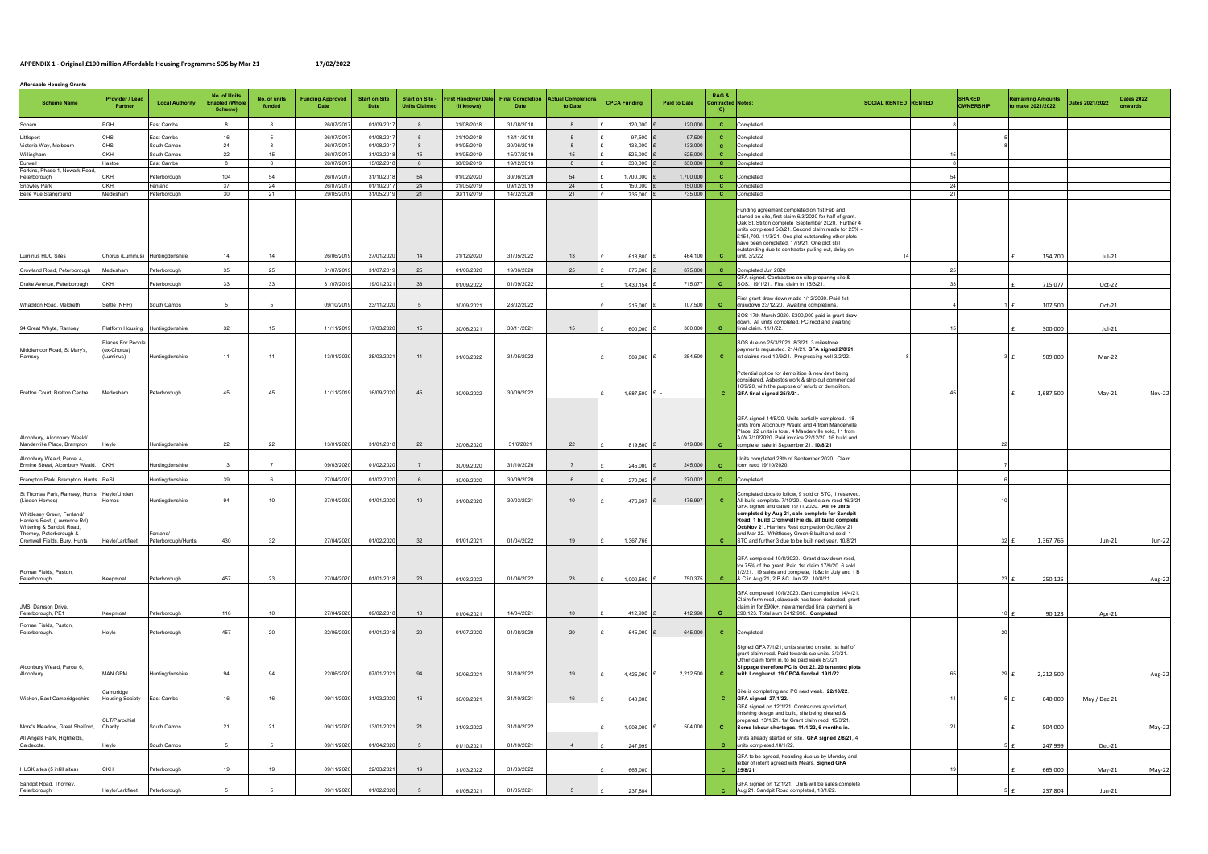**APPENDIX 1 - Original £100 million Affordable Housing Programme SOS by Mar 21** 17/02/2022

**Affordable Housing Grants**

| Scheme Name | Provider / Lead Partner | Local Authority | No. of Units Enabled (Whole Scheme) | No. of units funded | Funding Approved Date | Start on Site Date | Start on Site - Units Claimed | First Handover Date (if known) | Final Completion Date | Actual Completions to Date | CPCA Funding | Paid to Date | RAG & Contracted (C) | Notes: | SOCIAL RENTED | RENTED | SHARED OWNERSHIP | Remaining Amounts to make 2021/2022 | Dates 2021/2022 | Dates 2022 onwards |
|---|---|---|---|---|---|---|---|---|---|---|---|---|---|---|---|---|---|---|---|---|
| Soham | PGH | East Cambs | 8 | 8 | 26/07/2017 | 01/09/2017 | 8 | 31/08/2018 | 31/08/2018 | 8 | £ 120,000 | £ 120,000 | C | Completed | | 8 | | | | |
| Littleport | CHS | East Cambs | 16 | 5 | 26/07/2017 | 01/08/2017 | 5 | 31/10/2018 | 18/11/2018 | 5 | £ 97,500 | £ 97,500 | C | Completed | | | 5 | | | |
| Victoria Way, Melbourn | CHS | South Cambs | 24 | 8 | 26/07/2017 | 01/08/2017 | 8 | 01/05/2019 | 30/06/2019 | 8 | £ 133,000 | £ 133,000 | C | Completed | | | 8 | | | |
| Willingham | CKH | South Cambs | 22 | 15 | 26/07/2017 | 31/03/2018 | 15 | 01/05/2019 | 15/07/2019 | 15 | £ 525,000 | £ 525,000 | C | Completed | | 15 | | | | |
| Burwell | Hastoe | East Cambs | 8 | 8 | 26/07/2017 | 15/02/2018 | 8 | 30/09/2019 | 19/12/2019 | 8 | £ 330,000 | £ 330,000 | C | Completed | | 8 | | | | |
| Perkins, Phase 1, Newark Road, Peterborough | CKH | Peterborough | 104 | 54 | 26/07/2017 | 31/10/2018 | 54 | 01/02/2020 | 30/06/2020 | 54 | £ 1,700,000 | £ 1,700,000 | C | Completed | | 54 | | | | |
| Snowley Park | CKH | Fenland | 37 | 24 | 26/07/2017 | 01/10/2017 | 24 | 31/05/2019 | 09/12/2019 | 24 | £ 150,000 | £ 150,000 | C | Completed | | 24 | | | | |
| Belle Vue Stanground | Medesham | Peterborough | 30 | 21 | 29/05/2019 | 31/05/2019 | 21 | 30/11/2019 | 14/02/2020 | 21 | £ 735,000 | £ 735,000 | C | Completed | | 21 | | | | |
| Luminus HDC Sites | Chorus (Luminus) | Huntingdonshire | 14 | 14 | 26/06/2019 | 27/01/2020 | 14 | 31/12/2020 | 31/05/2022 | 13 | £ 618,800 | £ 464,100 | C | Funding agreement completed on 1st Feb and started on site, first claim 6/3/2020 for half of grant. Oak St, Stilton complete September 2020. Further 4 units completed 5/3/21. Second claim made for 25% - £154,700. 11/3/21. One plot outstanding other plots have been completed. 17/9/21. One plot still outstanding due to contractor pulling out, delay on unit. 3/2/22 | 14 | | | £ 154,700 | Jul-21 | |
| Crowland Road, Peterborough | Medesham | Peterborough | 35 | 25 | 31/07/2019 | 31/07/2019 | 25 | 01/06/2020 | 19/06/2020 | 25 | £ 875,000 | £ 875,000 | C | Completed Jun 2020 | | 25 | | | | |
| Drake Avenue, Peterborough | CKH | Peterborough | 33 | 33 | 31/07/2019 | 19/01/2021 | 33 | 01/09/2022 | 01/09/2022 | | £ 1,430,154 | £ 715,077 | C | GFA signed. Contractors on site preparing site & SOS. 19/1/21. First claim in 15/3/21. | | 33 | | £ 715,077 | Oct-22 | |
| Whaddon Road, Meldreth | Settle (NHH) | South Cambs | 5 | 5 | 09/10/2019 | 23/11/2020 | 5 | 30/09/2021 | 28/02/2022 | | £ 215,000 | £ 107,500 | C | First grant draw down made 1/12/2020. Paid 1st drawdown 23/12/20. Awaiting completions. | | 4 | 1 | £ 107,500 | Oct-21 | |
| 94 Great Whyte, Ramsey | Platform Housing | Huntingdonshire | 32 | 15 | 11/11/2019 | 17/03/2020 | 15 | 30/06/2021 | 30/11/2021 | 15 | £ 600,000 | £ 300,000 | C | SOS 17th March 2020. £300,000 paid in grant draw down. All units completed, PC recd and awaiting final claim. 11/1/22. | | 15 | | £ 300,000 | Jul-21 | |
| Middlemoor Road, St Mary's, Ramsey | Places For People (ex-Chorus) (Luminus) | Huntingdonshire | 11 | 11 | 13/01/2020 | 25/03/2021 | 11 | 31/03/2022 | 31/05/2022 | | £ 509,000 | £ 254,500 | C | SOS due on 25/3/2021. 8/3/21. 3 milestone payments requested. 21/4/21. **GFA signed 2/8/21.** lst claims recd 10/9/21. Progressing well 3/2/22. | 8 | | 3 | £ 509,000 | Mar-22 | |
| Bretton Court, Bretton Centre | Medesham | Peterborough | 45 | 45 | 11/11/2019 | 16/09/2020 | 45 | 30/09/2022 | 30/09/2022 | | £ 1,687,500 | £ - | C | Potential option for demolition & new devt being considered. Asbestos work & strip out commenced 16/9/20, with the purpose of refurb or demolition. **GFA final signed 25/8/21.** | | 45 | | £ 1,687,500 | May-21 | Nov-22 |
| Alconbury, Alconbury Weald/ Manderville Place, Brampton | Heylo | Huntingdonshire | 22 | 22 | 13/01/2020 | 31/01/2018 | 22 | 20/06/2020 | 31/8/2021 | 22 | £ 819,800 | £ 819,800 | C | GFA signed 14/5/20. Units partially completed. 18 units from Alconbury Weald and 4 from Manderville Place. 22 units in total. 4 Manderville sold, 11 from A/W 7/10/2020. Paid invoice 22/12/20. 16 build and complete, sale in September 21. **10/8/21** | | | 22 | | | |
| Alconbury Weald, Parcel 4, Ermine Street, Alconbury Weald. | CKH | Huntingdonshire | 13 | 7 | 09/03/2020 | 01/02/2020 | 7 | 30/09/2020 | 31/10/2020 | 7 | £ 245,000 | £ 245,000 | C | Units completed 28th of September 2020. Claim form recd 19/10/2020. | | | 7 | | | |
| Brampton Park, Brampton, Hunts | ReSI | Huntingdonshire | 39 | 6 | 27/04/2020 | 01/02/2020 | 6 | 30/09/2020 | 30/09/2020 | 6 | £ 270,002 | £ 270,002 | C | Completed | | | 6 | | | |
| St Thomas Park, Ramsey, Hunts. (Linden Homes) | Heylo/Linden Homes | Huntingdonshire | 94 | 10 | 27/04/2020 | 01/01/2020 | 10 | 31/08/2020 | 30/03/2021 | 10 | £ 476,997 | £ 476,997 | C | Completed docs to follow, 9 sold or STC, 1 reserved. All build complete. 7/10/20. Grant claim recd 16/3/21 | | | 10 | | | |
| Whittlesey Green, Fenland/ Harriers Rest, (Lawrence Rd) Wittering & Sandpit Road, Thorney, Peterborough & Cromwell Fields, Bury, Hunts | Heylo/Larkfleet | Fenland/ Peterborough/Hunts | 430 | 32 | 27/04/2020 | 01/02/2020 | 32 | 01/01/2021 | 01/04/2022 | 19 | £ 1,367,766 | | C | GFA signed and dated 18/11/2020. **All 14 units completed by Aug 21, sale complete for Sandpit Road. 1 build Cromwell Fields, all build complete Oct/Nov 21.** Harriers Rest completion Oct/Nov 21 and Mar 22. Whittlesey Green 6 built and sold, 1 STC and further 3 due to be built next year. 10/8/21 | | | 32 | £ 1,367,766 | Jun-21 | Jun-22 |
| Roman Fields, Paston, Peterborough. | Keepmoat | Peterborough | 457 | 23 | 27/04/2020 | 01/01/2018 | 23 | 01/03/2022 | 01/06/2022 | 23 | £ 1,000,500 | £ 750,375 | C | GFA completed 10/8/2020. Grant draw down recd, for 75% of the grant. Paid 1st claim 17/9/20. 6 sold 1/2/21. 19 sales and complete, 1b&c in July and 1 B & C in Aug 21, 2 B &C Jan 22. 10/8/21. | | | 23 | £ 250,125 | | Aug-22 |
| JMS, Damson Drive, Peterborough, PE1 | Keepmoat | Peterborough | 116 | 10 | 27/04/2020 | 09/02/2018 | 10 | 01/04/2021 | 14/04/2021 | 10 | £ 412,998 | £ 412,998 | C | GFA completed 10/8/2020. Devt completion 14/4/21. Claim form recd, clawback has been deducted, grant claim in for £90k+, new amended final payment is £90,123. Total sum £412,998. **Completed** | | | 10 | £ 90,123 | Apr-21 | |
| Roman Fields, Paston, Peterborough. | Heylo | Peterborough | 457 | 20 | 22/06/2020 | 01/01/2018 | 20 | 01/07/2020 | 01/08/2020 | 20 | £ 645,000 | £ 645,000 | C | Completed | | | 20 | | | |
| Alconbury Weald, Parcel 6, Alconbury. | MAN GPM | Huntingdonshire | 94 | 94 | 22/06/2020 | 07/01/2021 | 94 | 30/06/2021 | 31/10/2022 | 19 | £ 4,425,000 | £ 2,212,500 | C | Signed GFA 7/1/21, units started on site. Ist half of grant claim recd. Paid towards s/o units. 3/3/21. Other claim form in, to be paid week 8/3/21. **Slippage therefore PC is Oct 22. 20 tenanted plots with Longhurst. 19 CPCA funded. 19/1/22.** | | 65 | 29 | £ 2,212,500 | | Aug-22 |
| Wicken, East Cambridgeshire | Cambridge Housing Society | East Cambs | 16 | 16 | 09/11/2020 | 31/03/2020 | 16 | 30/09/2021 | 31/10/2021 | 16 | £ 640,000 | | C | Site is completing and PC next week. **22/10/22. GFA signed. 27/1/22.** | | 11 | 5 | £ 640,000 | May / Dec 21 | |
| More's Meadow, Great Shelford, | CLT/Parochial Charity | South Cambs | 21 | 21 | 09/11/2020 | 13/01/2021 | 21 | 31/03/2022 | 31/10/2022 | | £ 1,008,000 | £ 504,000 | C | GFA signed on 12/1/21. Contractors appointed, finishing design and build, site being cleared & prepared. 13/1/21. 1st Grant claim recd. 15/3/21. **Some labour shortages. 11/1/22, 6 months in.** | | 21 | | £ 504,000 | | May-22 |
| All Angels Park, Highfields, Caldecote. | Heylo | South Cambs | 5 | 5 | 09/11/2020 | 01/04/2020 | 5 | 01/10/2021 | 01/10/2021 | 4 | £ 247,999 | | C | Units already started on site. **GFA signed 2/8/21.** 4 units completed.18/1/22. | | | 5 | £ 247,999 | Dec-21 | |
| HUSK sites (5 infill sites) | CKH | Peterborough | 19 | 19 | 09/11/2020 | 22/03/2021 | 19 | 31/03/2022 | 31/03/2022 | | £ 665,000 | | C | GFA to be agreed, hoarding due up by Monday and letter of intent agreed with Mears. **Signed GFA 25/8/21** | | 19 | | £ 665,000 | May-21 | May-22 |
| Sandpit Road, Thorney, Peterborough | Heylo/Larkfleet | Peterborough | 5 | 5 | 09/11/2020 | 01/02/2020 | 5 | 01/05/2021 | 01/05/2021 | 5 | £ 237,804 | | C | GFA signed on 12/1/21. Units will be sales complete Aug 21. Sandpit Road completed, 18/1/22. | | | 5 | £ 237,804 | Jun-21 | |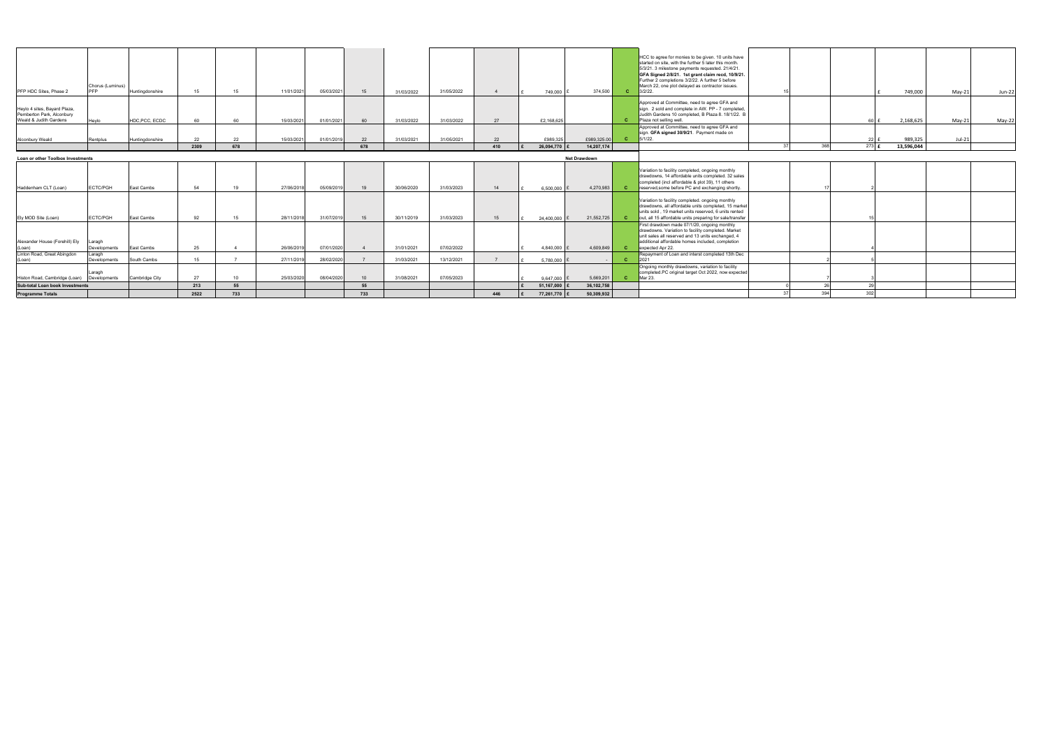| | | | | | | | | | | | | | | | | | | | | |
|---|---|---|---|---|---|---|---|---|---|---|---|---|---|---|---|---|---|---|---|---|
| PFP HDC Sites, Phase 2 | Chorus (Luminus) PFP | Huntingdonshire | 15 | 15 | 11/01/2021 | 05/03/2021 | 15 | 31/03/2022 | 31/05/2022 | 4 | £ 749,000 | £ 374,500 | C | HCC to agree for monies to be given. 10 units have started on site, with the further 5 later this month. 5/3/21. 3 milestone payments requested. 21/4/21. **GFA Signed 2/8/21. 1st grant claim recd, 10/9/21.** Further 2 completions 3/2/22. A further 5 before March 22, one plot delayed as contractor issues. 3/2/22. | 15 | | | £ 749,000 | May-21 | Jun-22 |
| Heylo 4 sites, Bayard Plaza, Pemberton Park, Alconbury Weald & Judith Gardens | Heylo | HDC,PCC, ECDC | 60 | 60 | 15/03/2021 | 01/01/2021 | 60 | 31/03/2022 | 31/03/2022 | 27 | £2,168,625 | | C | Approved at Committee, need to agree GFA and sign. 2 sold and complete in AW. PP - 7 completed, Judith Gardens 10 completed, B Plaza 8. 18/1/22. B Plaza not selling well. | | | 60 | £ 2,168,625 | May-21 | May-22 |
| Alconbury Weald | Rentplus | Huntingdonshire | 22 | 22 | 15/03/2021 | 01/01/2019 | 22 | 31/03/2021 | 31/05/2021 | 22 | £989,325 | £989,325.00 | C | Approved at Committee, need to agree GFA and sign. **GFA signed 30/9/21**. Payment made on 5/1/22. | | | 22 | £ 989,325 | Jul-21 | |
| | | | 2309 | 678 | | | 678 | | | 410 | £ 26,094,770 | £ 14,207,174 | | | 37 | 368 | 273 | £ 13,596,044 | | |
| **Loan or other Toolbox Investments** | | | | | | | | | | | | **Net Drawdown** | | | | | | | | |
| Haddenham CLT (Loan) | ECTC/PGH | East Cambs | 54 | 19 | 27/06/2018 | 05/09/2019 | 19 | 30/06/2020 | 31/03/2023 | 14 | £ 6,500,000 | £ 4,270,983 | C | Variation to facility completed, ongoing monthly drawdowns, 14 affordable units completed. 32 sales completed (incl affordable & plot 39), 11 others reserved,some before PC and exchanging shortly. | | 17 | 2 | | | |
| Ely MOD Site (Loan) | ECTC/PGH | East Cambs | 92 | 15 | 28/11/2018 | 31/07/2019 | 15 | 30/11/2019 | 31/03/2023 | 15 | £ 24,400,000 | £ 21,552,725 | C | Variation to facility completed. ongoing monthly drawdowns, all affordable units completed, 15 market units sold , 19 market units reserved, 6 units rented out, all 15 affordable units preparing for sale/transfer | | | 15 | | | |
| Alexander House (Forehill) Ely (Loan) | Laragh Developments | East Cambs | 25 | 4 | 26/06/2019 | 07/01/2020 | 4 | 31/01/2021 | 07/02/2022 | | £ 4,840,000 | £ 4,609,849 | C | First drawdown made 07/1/20, ongoing monthly drawdowns. Variation to facility completed. Market unit sales all reserved and 13 units exchanged, 4 additional affordable homes included, completion expected Apr 22. | | | 4 | | | |
| Linton Road, Great Abingdon (Loan) | Laragh Developments | South Cambs | 15 | 7 | 27/11/2019 | 28/02/2020 | 7 | 31/03/2021 | 13/12/2021 | 7 | £ 5,780,000 | £ - | C | Repayment of Loan and interst completed 13th Dec 2021 | | 2 | 5 | | | |
| Histon Road, Cambridge (Loan) | Laragh Developments | Cambridge City | 27 | 10 | 25/03/2020 | 08/04/2020 | 10 | 31/08/2021 | 07/05/2023 | | £ 9,647,000 | £ 5,669,201 | C | Ongoing monthly drawdowns, variation to facility completed.PC original target Oct 2022, now expected Mar 23. | | 7 | 3 | | | |
| **Sub-total Loan book Investments** | | | 213 | 55 | | | 55 | | | | £ 51,167,000 | £ 36,102,758 | | | 0 | 26 | 29 | | | |
| **Programme Totals** | | | 2522 | 733 | | | 733 | | | 446 | £ 77,261,770 | £ 50,309,932 | | | 37 | 394 | 302 | | | |